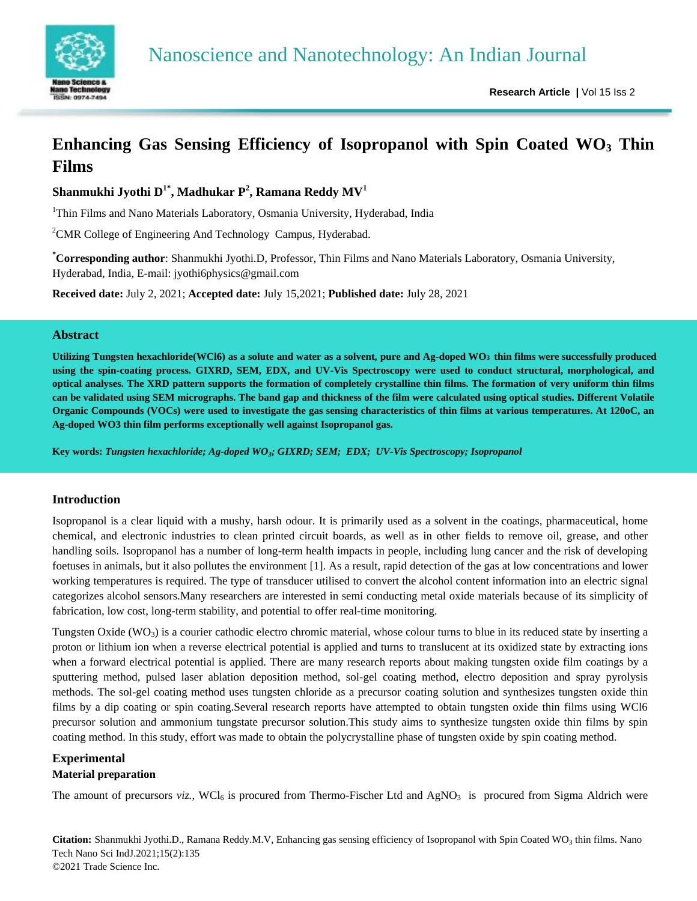# Enhancing Gas Sensing Efficiency of Isopropanol with Spin Coated $WO_3$ Thin Films

**Shanmukhi Jyothi D[1*], Madhukar P[2], Ramana Reddy MV[1]**

[1]Thin Films and Nano Materials Laboratory, Osmania University, Hyderabad, India

[2]CMR College of Engineering And Technology Campus, Hyderabad.

[*]**Corresponding author**: Shanmukhi Jyothi.D, Professor, Thin Films and Nano Materials Laboratory, Osmania University, Hyderabad, India, E-mail: jyothi6physics@gmail.com

**Received date:** July 2, 2021; **Accepted date:** July 15,2021; **Published date:** July 28, 2021

## Abstract

**Utilizing Tungsten hexachloride(WCl6) as a solute and water as a solvent, pure and Ag-doped $WO_3$ thin films were successfully produced using the spin-coating process. GIXRD, SEM, EDX, and UV-Vis Spectroscopy were used to conduct structural, morphological, and optical analyses. The XRD pattern supports the formation of completely crystalline thin films. The formation of very uniform thin films can be validated using SEM micrographs. The band gap and thickness of the film were calculated using optical studies. Different Volatile Organic Compounds (VOCs) were used to investigate the gas sensing characteristics of thin films at various temperatures. At 120oC, an Ag-doped WO3 thin film performs exceptionally well against Isopropanol gas.**

**Key words:** ***Tungsten hexachloride; Ag-doped $WO_3$; GIXRD; SEM; EDX; UV-Vis Spectroscopy; Isopropanol***

## Introduction

Isopropanol is a clear liquid with a mushy, harsh odour. It is primarily used as a solvent in the coatings, pharmaceutical, home chemical, and electronic industries to clean printed circuit boards, as well as in other fields to remove oil, grease, and other handling soils. Isopropanol has a number of long-term health impacts in people, including lung cancer and the risk of developing foetuses in animals, but it also pollutes the environment [1]. As a result, rapid detection of the gas at low concentrations and lower working temperatures is required. The type of transducer utilised to convert the alcohol content information into an electric signal categorizes alcohol sensors.Many researchers are interested in semi conducting metal oxide materials because of its simplicity of fabrication, low cost, long-term stability, and potential to offer real-time monitoring.

Tungsten Oxide ($WO_3$) is a courier cathodic electro chromic material, whose colour turns to blue in its reduced state by inserting a proton or lithium ion when a reverse electrical potential is applied and turns to translucent at its oxidized state by extracting ions when a forward electrical potential is applied. There are many research reports about making tungsten oxide film coatings by a sputtering method, pulsed laser ablation deposition method, sol-gel coating method, electro deposition and spray pyrolysis methods. The sol-gel coating method uses tungsten chloride as a precursor coating solution and synthesizes tungsten oxide thin films by a dip coating or spin coating.Several research reports have attempted to obtain tungsten oxide thin films using WCl6 precursor solution and ammonium tungstate precursor solution.This study aims to synthesize tungsten oxide thin films by spin coating method. In this study, effort was made to obtain the polycrystalline phase of tungsten oxide by spin coating method.

## Experimental

### Material preparation

The amount of precursors *viz.*, $WCl_6$ is procured from Thermo-Fischer Ltd and $AgNO_3$ is procured from Sigma Aldrich were

**Citation:** Shanmukhi Jyothi.D., Ramana Reddy.M.V, Enhancing gas sensing efficiency of Isopropanol with Spin Coated $WO_3$ thin films. Nano Tech Nano Sci IndJ.2021;15(2):135
©2021 Trade Science Inc.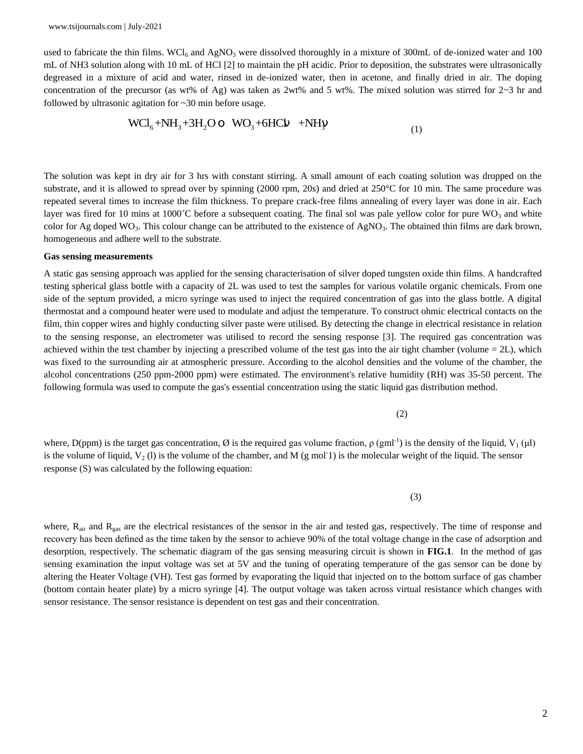used to fabricate the thin films. $WCl_6$ and $AgNO_3$ were dissolved thoroughly in a mixture of 300mL of de-ionized water and 100 mL of NH3 solution along with 10 mL of HCl [2] to maintain the pH acidic. Prior to deposition, the substrates were ultrasonically degreased in a mixture of acid and water, rinsed in de-ionized water, then in acetone, and finally dried in air. The doping concentration of the precursor (as wt% of Ag) was taken as 2wt% and 5 wt%. The mixed solution was stirred for 2~3 hr and followed by ultrasonic agitation for ~30 min before usage.

$$WCl_6 + NH_3 + 3H_2O \rightarrow WO_3 + 6HCl\uparrow + NH_3\uparrow \quad (1)$$

The solution was kept in dry air for 3 hrs with constant stirring. A small amount of each coating solution was dropped on the substrate, and it is allowed to spread over by spinning (2000 rpm, 20s) and dried at 250°C for 10 min. The same procedure was repeated several times to increase the film thickness. To prepare crack-free films annealing of every layer was done in air. Each layer was fired for 10 mins at 1000˚C before a subsequent coating. The final sol was pale yellow color for pure $WO_3$ and white color for Ag doped $WO_3$. This colour change can be attributed to the existence of $AgNO_3$. The obtained thin films are dark brown, homogeneous and adhere well to the substrate.

**Gas sensing measurements**

A static gas sensing approach was applied for the sensing characterisation of silver doped tungsten oxide thin films. A handcrafted testing spherical glass bottle with a capacity of 2L was used to test the samples for various volatile organic chemicals. From one side of the septum provided, a micro syringe was used to inject the required concentration of gas into the glass bottle. A digital thermostat and a compound heater were used to modulate and adjust the temperature. To construct ohmic electrical contacts on the film, thin copper wires and highly conducting silver paste were utilised. By detecting the change in electrical resistance in relation to the sensing response, an electrometer was utilised to record the sensing response [3]. The required gas concentration was achieved within the test chamber by injecting a prescribed volume of the test gas into the air tight chamber (volume = 2L), which was fixed to the surrounding air at atmospheric pressure. According to the alcohol densities and the volume of the chamber, the alcohol concentrations (250 ppm-2000 ppm) were estimated. The environment's relative humidity (RH) was 35-50 percent. The following formula was used to compute the gas's essential concentration using the static liquid gas distribution method.

(2)

where, D(ppm) is the target gas concentration, Ø is the required gas volume fraction, $\rho$ ($gml^{-1}$) is the density of the liquid, $V_1$ ($\mu$l) is the volume of liquid, $V_2$ (l) is the volume of the chamber, and M (g $mol^{-1}$) is the molecular weight of the liquid. The sensor response (S) was calculated by the following equation:

(3)

where, $R_{air}$ and $R_{gas}$ are the electrical resistances of the sensor in the air and tested gas, respectively. The time of response and recovery has been defined as the time taken by the sensor to achieve 90% of the total voltage change in the case of adsorption and desorption, respectively. The schematic diagram of the gas sensing measuring circuit is shown in **FIG.1**. In the method of gas sensing examination the input voltage was set at 5V and the tuning of operating temperature of the gas sensor can be done by altering the Heater Voltage (VH). Test gas formed by evaporating the liquid that injected on to the bottom surface of gas chamber (bottom contain heater plate) by a micro syringe [4]. The output voltage was taken across virtual resistance which changes with sensor resistance. The sensor resistance is dependent on test gas and their concentration.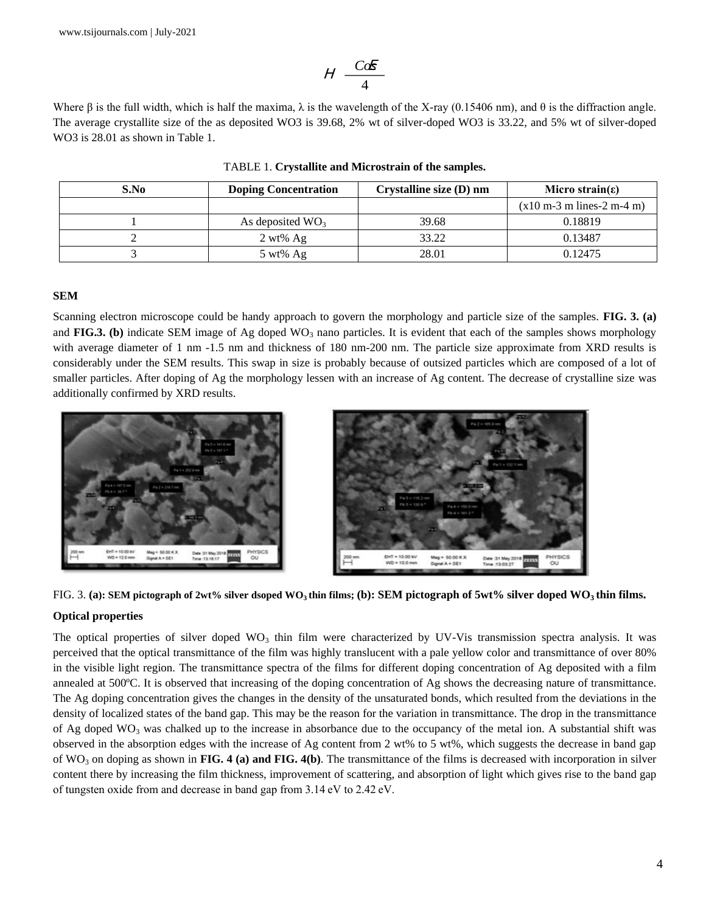$$H \quad \frac{Co\mathcal{E}}{4}$$

Where β is the full width, which is half the maxima, λ is the wavelength of the X-ray (0.15406 nm), and θ is the diffraction angle. The average crystallite size of the as deposited WO3 is 39.68, 2% wt of silver-doped WO3 is 33.22, and 5% wt of silver-doped WO3 is 28.01 as shown in Table 1.

TABLE 1. **Crystallite and Microstrain of the samples.**

| S.No | Doping Concentration | Crystalline size (D) nm | Micro strain(ε) |
|---|---|---|---|
| | | | (x10 m-3 m lines-2 m-4 m) |
| 1 | As deposited $WO_3$ | 39.68 | 0.18819 |
| 2 | 2 wt% Ag | 33.22 | 0.13487 |
| 3 | 5 wt% Ag | 28.01 | 0.12475 |

**SEM**

Scanning electron microscope could be handy approach to govern the morphology and particle size of the samples. **FIG. 3. (a)** and **FIG.3. (b)** indicate SEM image of Ag doped $WO_3$ nano particles. It is evident that each of the samples shows morphology with average diameter of 1 nm -1.5 nm and thickness of 180 nm-200 nm. The particle size approximate from XRD results is considerably under the SEM results. This swap in size is probably because of outsized particles which are composed of a lot of smaller particles. After doping of Ag the morphology lessen with an increase of Ag content. The decrease of crystalline size was additionally confirmed by XRD results.

FIG. 3. **(a): SEM pictograph of 2wt% silver dsoped $WO_3$ thin films; (b): SEM pictograph of 5wt% silver doped $WO_3$ thin films.**

**Optical properties**

The optical properties of silver doped $WO_3$ thin film were characterized by UV-Vis transmission spectra analysis. It was perceived that the optical transmittance of the film was highly translucent with a pale yellow color and transmittance of over 80% in the visible light region. The transmittance spectra of the films for different doping concentration of Ag deposited with a film annealed at 500ºC. It is observed that increasing of the doping concentration of Ag shows the decreasing nature of transmittance. The Ag doping concentration gives the changes in the density of the unsaturated bonds, which resulted from the deviations in the density of localized states of the band gap. This may be the reason for the variation in transmittance. The drop in the transmittance of Ag doped $WO_3$ was chalked up to the increase in absorbance due to the occupancy of the metal ion. A substantial shift was observed in the absorption edges with the increase of Ag content from 2 wt% to 5 wt%, which suggests the decrease in band gap of $WO_3$ on doping as shown in **FIG. 4 (a) and FIG. 4(b)**. The transmittance of the films is decreased with incorporation in silver content there by increasing the film thickness, improvement of scattering, and absorption of light which gives rise to the band gap of tungsten oxide from and decrease in band gap from 3.14 eV to 2.42 eV.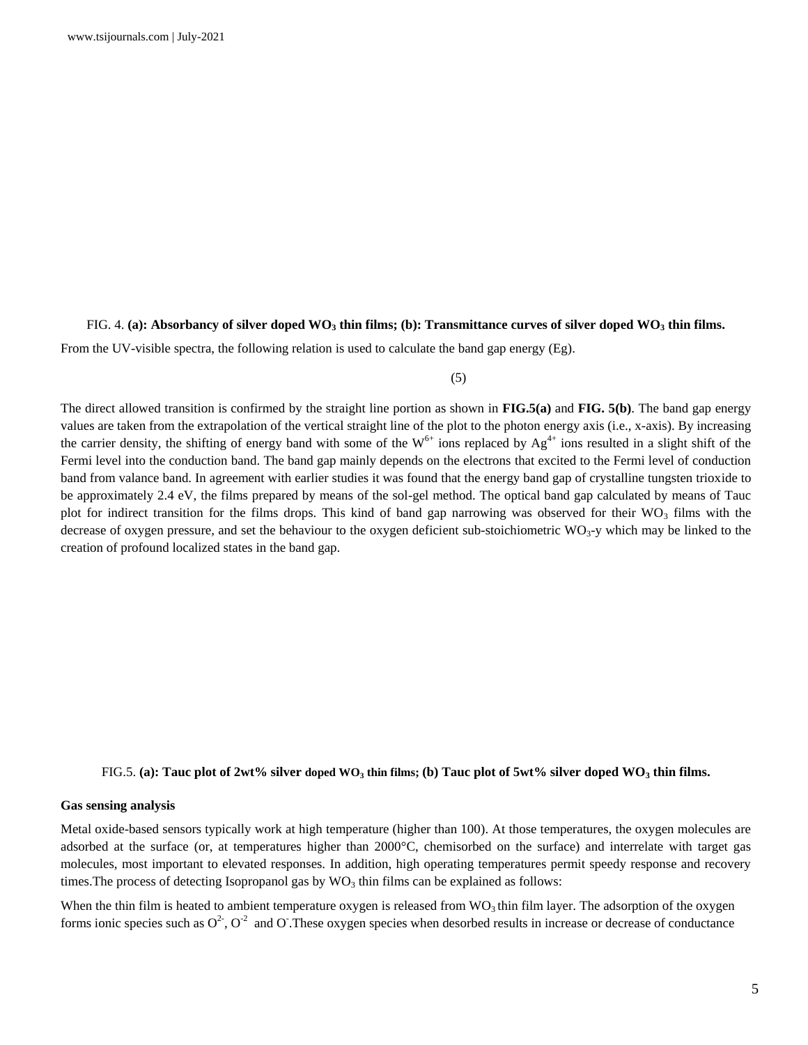FIG. 4. **(a): Absorbancy of silver doped $WO_3$ thin films; (b): Transmittance curves of silver doped $WO_3$ thin films.**

From the UV-visible spectra, the following relation is used to calculate the band gap energy (Eg).

(5)

The direct allowed transition is confirmed by the straight line portion as shown in **FIG.5(a)** and **FIG. 5(b)**. The band gap energy values are taken from the extrapolation of the vertical straight line of the plot to the photon energy axis (i.e., x-axis). By increasing the carrier density, the shifting of energy band with some of the $W^{6+}$ ions replaced by $Ag^{4+}$ ions resulted in a slight shift of the Fermi level into the conduction band. The band gap mainly depends on the electrons that excited to the Fermi level of conduction band from valance band. In agreement with earlier studies it was found that the energy band gap of crystalline tungsten trioxide to be approximately 2.4 eV, the films prepared by means of the sol-gel method. The optical band gap calculated by means of Tauc plot for indirect transition for the films drops. This kind of band gap narrowing was observed for their $WO_3$ films with the decrease of oxygen pressure, and set the behaviour to the oxygen deficient sub-stoichiometric $WO_3$-y which may be linked to the creation of profound localized states in the band gap.

FIG.5. **(a): Tauc plot of 2wt% silver doped $WO_3$ thin films; (b) Tauc plot of 5wt% silver doped $WO_3$ thin films.**

**Gas sensing analysis**

Metal oxide-based sensors typically work at high temperature (higher than 100). At those temperatures, the oxygen molecules are adsorbed at the surface (or, at temperatures higher than 2000°C, chemisorbed on the surface) and interrelate with target gas molecules, most important to elevated responses. In addition, high operating temperatures permit speedy response and recovery times.The process of detecting Isopropanol gas by $WO_3$ thin films can be explained as follows:

When the thin film is heated to ambient temperature oxygen is released from $WO_3$ thin film layer. The adsorption of the oxygen forms ionic species such as $O^{2-}$, $O^{-2}$ and $O^{-}$.These oxygen species when desorbed results in increase or decrease of conductance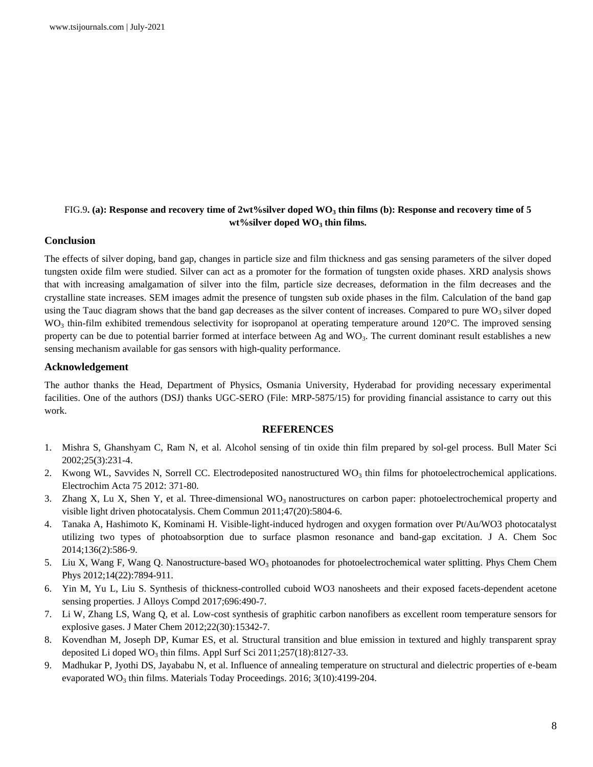FIG.9**. (a): Response and recovery time of 2wt%silver doped $WO_3$ thin films (b): Response and recovery time of 5 wt%silver doped $WO_3$ thin films.**

## Conclusion

The effects of silver doping, band gap, changes in particle size and film thickness and gas sensing parameters of the silver doped tungsten oxide film were studied. Silver can act as a promoter for the formation of tungsten oxide phases. XRD analysis shows that with increasing amalgamation of silver into the film, particle size decreases, deformation in the film decreases and the crystalline state increases. SEM images admit the presence of tungsten sub oxide phases in the film. Calculation of the band gap using the Tauc diagram shows that the band gap decreases as the silver content of increases. Compared to pure $WO_3$ silver doped $WO_3$ thin-film exhibited tremendous selectivity for isopropanol at operating temperature around 120°C. The improved sensing property can be due to potential barrier formed at interface between Ag and $WO_3$. The current dominant result establishes a new sensing mechanism available for gas sensors with high-quality performance.

## Acknowledgement

The author thanks the Head, Department of Physics, Osmania University, Hyderabad for providing necessary experimental facilities. One of the authors (DSJ) thanks UGC-SERO (File: MRP-5875/15) for providing financial assistance to carry out this work.

## REFERENCES

1. Mishra S, Ghanshyam C, Ram N, et al. Alcohol sensing of tin oxide thin film prepared by sol-gel process. Bull Mater Sci 2002;25(3):231-4.
2. Kwong WL, Savvides N, Sorrell CC. Electrodeposited nanostructured $WO_3$ thin films for photoelectrochemical applications. Electrochim Acta 75 2012: 371-80.
3. Zhang X, Lu X, Shen Y, et al. Three-dimensional $WO_3$ nanostructures on carbon paper: photoelectrochemical property and visible light driven photocatalysis. Chem Commun 2011;47(20):5804-6.
4. Tanaka A, Hashimoto K, Kominami H. Visible-light-induced hydrogen and oxygen formation over Pt/Au/WO3 photocatalyst utilizing two types of photoabsorption due to surface plasmon resonance and band-gap excitation. J A. Chem Soc 2014;136(2):586-9.
5. Liu X, Wang F, Wang Q. Nanostructure-based $WO_3$ photoanodes for photoelectrochemical water splitting. Phys Chem Chem Phys 2012;14(22):7894-911.
6. Yin M, Yu L, Liu S. Synthesis of thickness-controlled cuboid WO3 nanosheets and their exposed facets-dependent acetone sensing properties. J Alloys Compd 2017;696:490-7.
7. Li W, Zhang LS, Wang Q, et al. Low-cost synthesis of graphitic carbon nanofibers as excellent room temperature sensors for explosive gases. J Mater Chem 2012;22(30):15342-7.
8. Kovendhan M, Joseph DP, Kumar ES, et al. Structural transition and blue emission in textured and highly transparent spray deposited Li doped $WO_3$ thin films. Appl Surf Sci 2011;257(18):8127-33.
9. Madhukar P, Jyothi DS, Jayababu N, et al. Influence of annealing temperature on structural and dielectric properties of e-beam evaporated $WO_3$ thin films. Materials Today Proceedings. 2016; 3(10):4199-204.